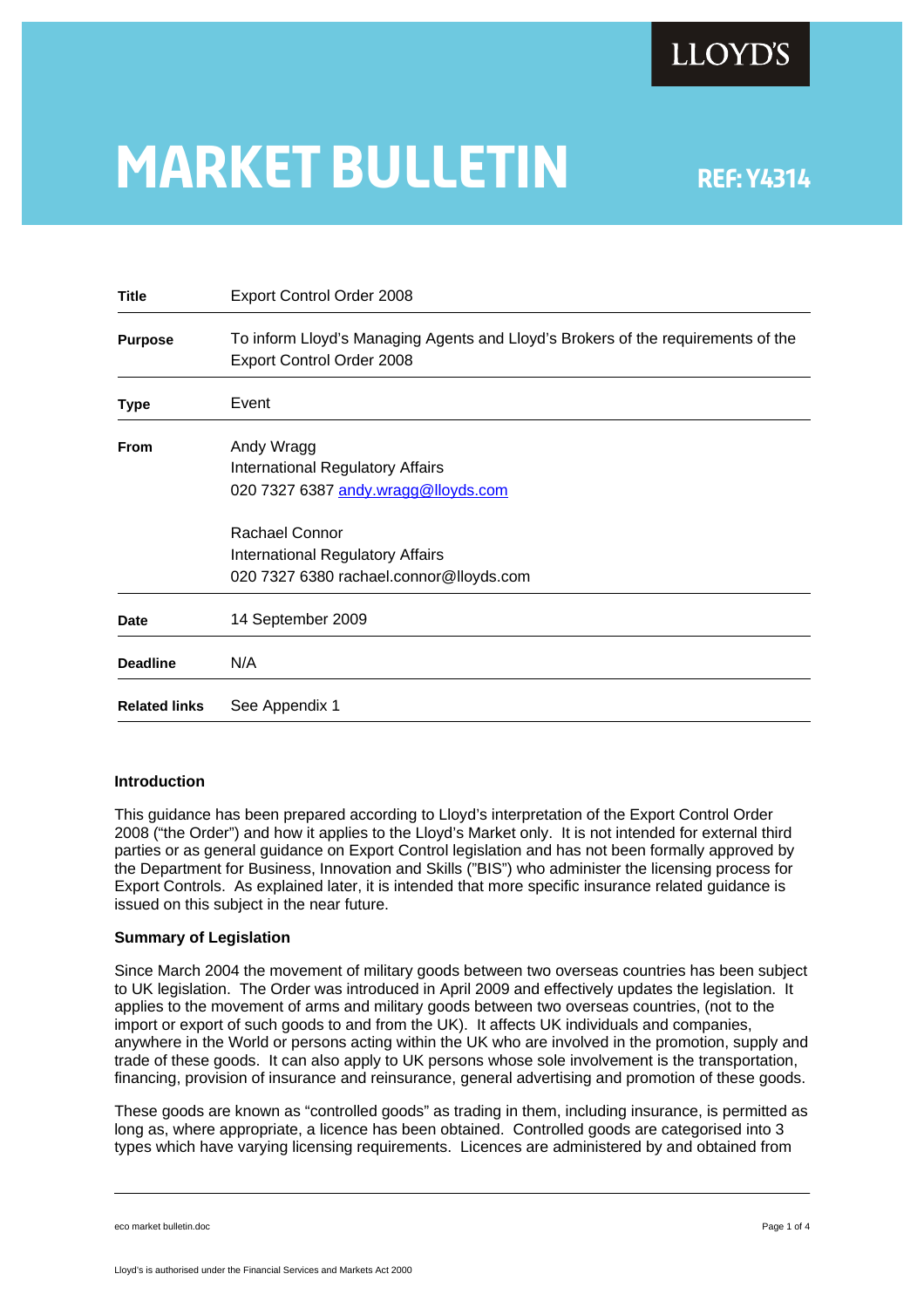LLOYD'S

# MARKET BULLETIN

REF: Y4314

| | |
|---|---|
| **Title** | Export Control Order 2008 |
| **Purpose** | To inform Lloyd's Managing Agents and Lloyd's Brokers of the requirements of the Export Control Order 2008 |
| **Type** | Event |
| **From** | Andy Wragg<br>International Regulatory Affairs<br>020 7327 6387 andy.wragg@lloyds.com<br><br>Rachael Connor<br>International Regulatory Affairs<br>020 7327 6380 rachael.connor@lloyds.com |
| **Date** | 14 September 2009 |
| **Deadline** | N/A |
| **Related links** | See Appendix 1 |

### Introduction

This guidance has been prepared according to Lloyd's interpretation of the Export Control Order 2008 ("the Order") and how it applies to the Lloyd's Market only. It is not intended for external third parties or as general guidance on Export Control legislation and has not been formally approved by the Department for Business, Innovation and Skills ("BIS") who administer the licensing process for Export Controls. As explained later, it is intended that more specific insurance related guidance is issued on this subject in the near future.

### Summary of Legislation

Since March 2004 the movement of military goods between two overseas countries has been subject to UK legislation. The Order was introduced in April 2009 and effectively updates the legislation. It applies to the movement of arms and military goods between two overseas countries, (not to the import or export of such goods to and from the UK). It affects UK individuals and companies, anywhere in the World or persons acting within the UK who are involved in the promotion, supply and trade of these goods. It can also apply to UK persons whose sole involvement is the transportation, financing, provision of insurance and reinsurance, general advertising and promotion of these goods.

These goods are known as "controlled goods" as trading in them, including insurance, is permitted as long as, where appropriate, a licence has been obtained. Controlled goods are categorised into 3 types which have varying licensing requirements. Licences are administered by and obtained from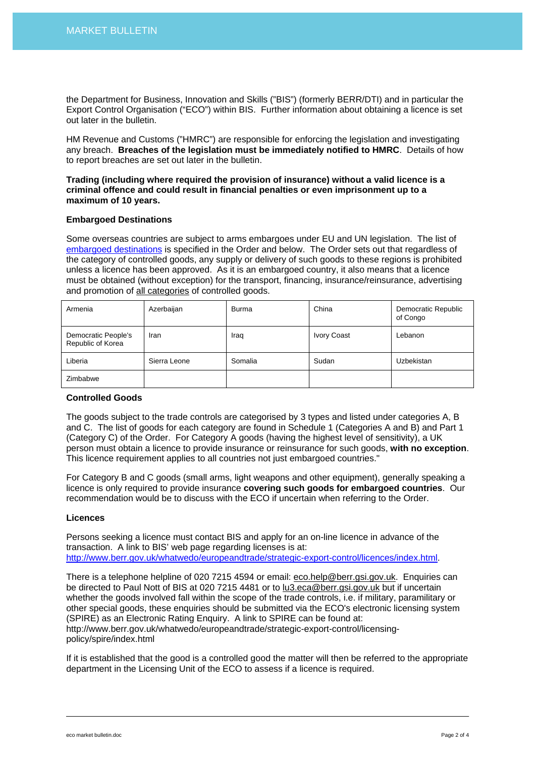the Department for Business, Innovation and Skills ("BIS") (formerly BERR/DTI) and in particular the Export Control Organisation ("ECO") within BIS. Further information about obtaining a licence is set out later in the bulletin.

HM Revenue and Customs ("HMRC") are responsible for enforcing the legislation and investigating any breach. **Breaches of the legislation must be immediately notified to HMRC**. Details of how to report breaches are set out later in the bulletin.

**Trading (including where required the provision of insurance) without a valid licence is a criminal offence and could result in financial penalties or even imprisonment up to a maximum of 10 years.**

**Embargoed Destinations**

Some overseas countries are subject to arms embargoes under EU and UN legislation. The list of embargoed destinations is specified in the Order and below. The Order sets out that regardless of the category of controlled goods, any supply or delivery of such goods to these regions is prohibited unless a licence has been approved. As it is an embargoed country, it also means that a licence must be obtained (without exception) for the transport, financing, insurance/reinsurance, advertising and promotion of all categories of controlled goods.

| | | | | |
|---|---|---|---|---|
| Armenia | Azerbaijan | Burma | China | Democratic Republic of Congo |
| Democratic People's Republic of Korea | Iran | Iraq | Ivory Coast | Lebanon |
| Liberia | Sierra Leone | Somalia | Sudan | Uzbekistan |
| Zimbabwe | | | | |

**Controlled Goods**

The goods subject to the trade controls are categorised by 3 types and listed under categories A, B and C. The list of goods for each category are found in Schedule 1 (Categories A and B) and Part 1 (Category C) of the Order. For Category A goods (having the highest level of sensitivity), a UK person must obtain a licence to provide insurance or reinsurance for such goods, **with no exception**. This licence requirement applies to all countries not just embargoed countries."

For Category B and C goods (small arms, light weapons and other equipment), generally speaking a licence is only required to provide insurance **covering such goods for embargoed countries**. Our recommendation would be to discuss with the ECO if uncertain when referring to the Order.

**Licences**

Persons seeking a licence must contact BIS and apply for an on-line licence in advance of the transaction. A link to BIS' web page regarding licenses is at: http://www.berr.gov.uk/whatwedo/europeandtrade/strategic-export-control/licences/index.html.

There is a telephone helpline of 020 7215 4594 or email: eco.help@berr.gsi.gov.uk. Enquiries can be directed to Paul Nott of BIS at 020 7215 4481 or to lu3.eca@berr.gsi.gov.uk but if uncertain whether the goods involved fall within the scope of the trade controls, i.e. if military, paramilitary or other special goods, these enquiries should be submitted via the ECO's electronic licensing system (SPIRE) as an Electronic Rating Enquiry. A link to SPIRE can be found at: http://www.berr.gov.uk/whatwedo/europeandtrade/strategic-export-control/licensing-policy/spire/index.html

If it is established that the good is a controlled good the matter will then be referred to the appropriate department in the Licensing Unit of the ECO to assess if a licence is required.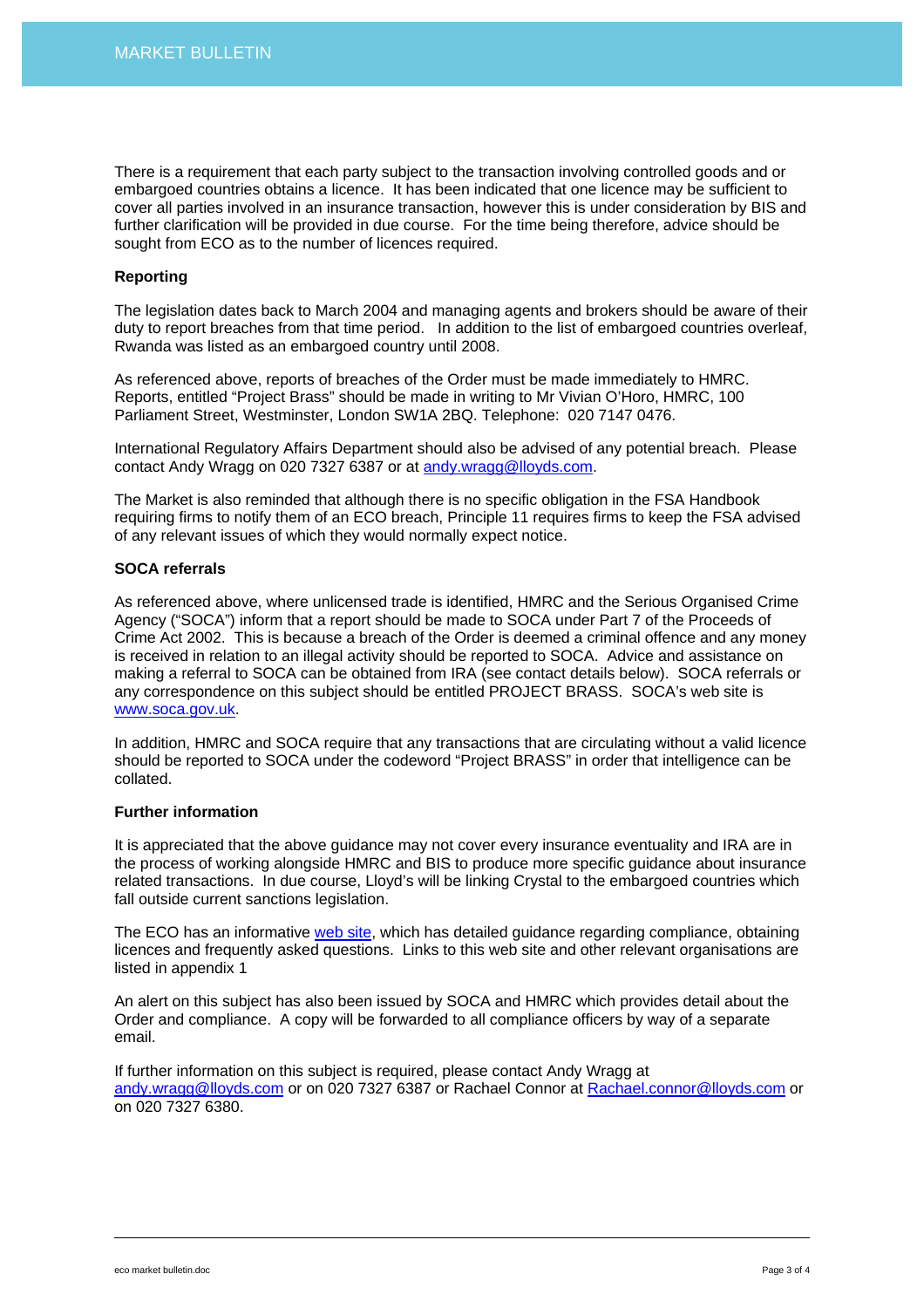There is a requirement that each party subject to the transaction involving controlled goods and or embargoed countries obtains a licence. It has been indicated that one licence may be sufficient to cover all parties involved in an insurance transaction, however this is under consideration by BIS and further clarification will be provided in due course. For the time being therefore, advice should be sought from ECO as to the number of licences required.

**Reporting**

The legislation dates back to March 2004 and managing agents and brokers should be aware of their duty to report breaches from that time period. In addition to the list of embargoed countries overleaf, Rwanda was listed as an embargoed country until 2008.

As referenced above, reports of breaches of the Order must be made immediately to HMRC. Reports, entitled "Project Brass" should be made in writing to Mr Vivian O'Horo, HMRC, 100 Parliament Street, Westminster, London SW1A 2BQ. Telephone: 020 7147 0476.

International Regulatory Affairs Department should also be advised of any potential breach. Please contact Andy Wragg on 020 7327 6387 or at [andy.wragg@lloyds.com](mailto:andy.wragg@lloyds.com).

The Market is also reminded that although there is no specific obligation in the FSA Handbook requiring firms to notify them of an ECO breach, Principle 11 requires firms to keep the FSA advised of any relevant issues of which they would normally expect notice.

**SOCA referrals**

As referenced above, where unlicensed trade is identified, HMRC and the Serious Organised Crime Agency ("SOCA") inform that a report should be made to SOCA under Part 7 of the Proceeds of Crime Act 2002. This is because a breach of the Order is deemed a criminal offence and any money is received in relation to an illegal activity should be reported to SOCA. Advice and assistance on making a referral to SOCA can be obtained from IRA (see contact details below). SOCA referrals or any correspondence on this subject should be entitled PROJECT BRASS. SOCA's web site is [www.soca.gov.uk](http://www.soca.gov.uk).

In addition, HMRC and SOCA require that any transactions that are circulating without a valid licence should be reported to SOCA under the codeword "Project BRASS" in order that intelligence can be collated.

**Further information**

It is appreciated that the above guidance may not cover every insurance eventuality and IRA are in the process of working alongside HMRC and BIS to produce more specific guidance about insurance related transactions. In due course, Lloyd's will be linking Crystal to the embargoed countries which fall outside current sanctions legislation.

The ECO has an informative web site, which has detailed guidance regarding compliance, obtaining licences and frequently asked questions. Links to this web site and other relevant organisations are listed in appendix 1

An alert on this subject has also been issued by SOCA and HMRC which provides detail about the Order and compliance. A copy will be forwarded to all compliance officers by way of a separate email.

If further information on this subject is required, please contact Andy Wragg at [andy.wragg@lloyds.com](mailto:andy.wragg@lloyds.com) or on 020 7327 6387 or Rachael Connor at [Rachael.connor@lloyds.com](mailto:Rachael.connor@lloyds.com) or on 020 7327 6380.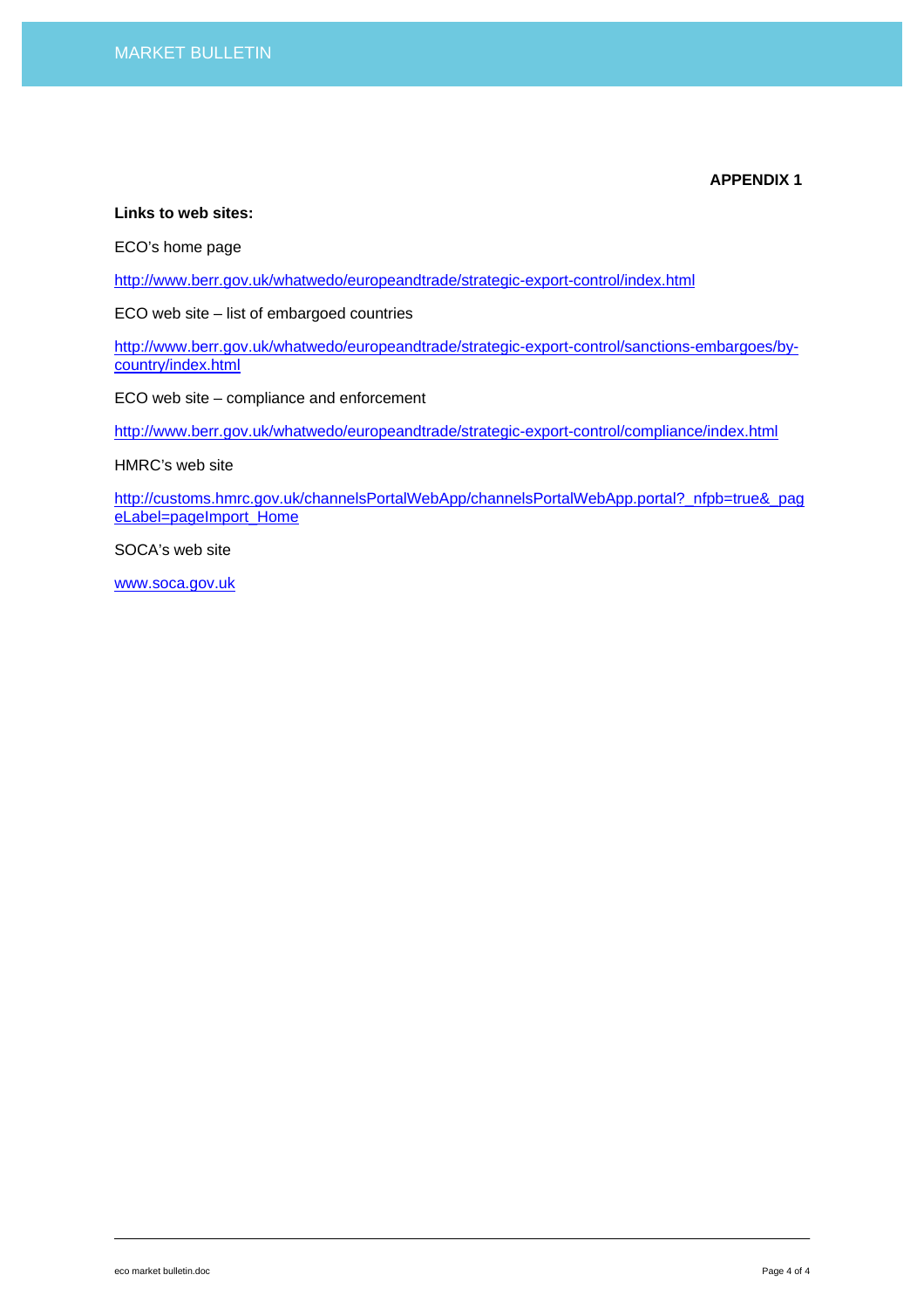**APPENDIX 1**

**Links to web sites:**

ECO's home page

http://www.berr.gov.uk/whatwedo/europeandtrade/strategic-export-control/index.html

ECO web site – list of embargoed countries

http://www.berr.gov.uk/whatwedo/europeandtrade/strategic-export-control/sanctions-embargoes/by-country/index.html

ECO web site – compliance and enforcement

http://www.berr.gov.uk/whatwedo/europeandtrade/strategic-export-control/compliance/index.html

HMRC's web site

http://customs.hmrc.gov.uk/channelsPortalWebApp/channelsPortalWebApp.portal?_nfpb=true&_pageLabel=pageImport_Home

SOCA's web site

www.soca.gov.uk